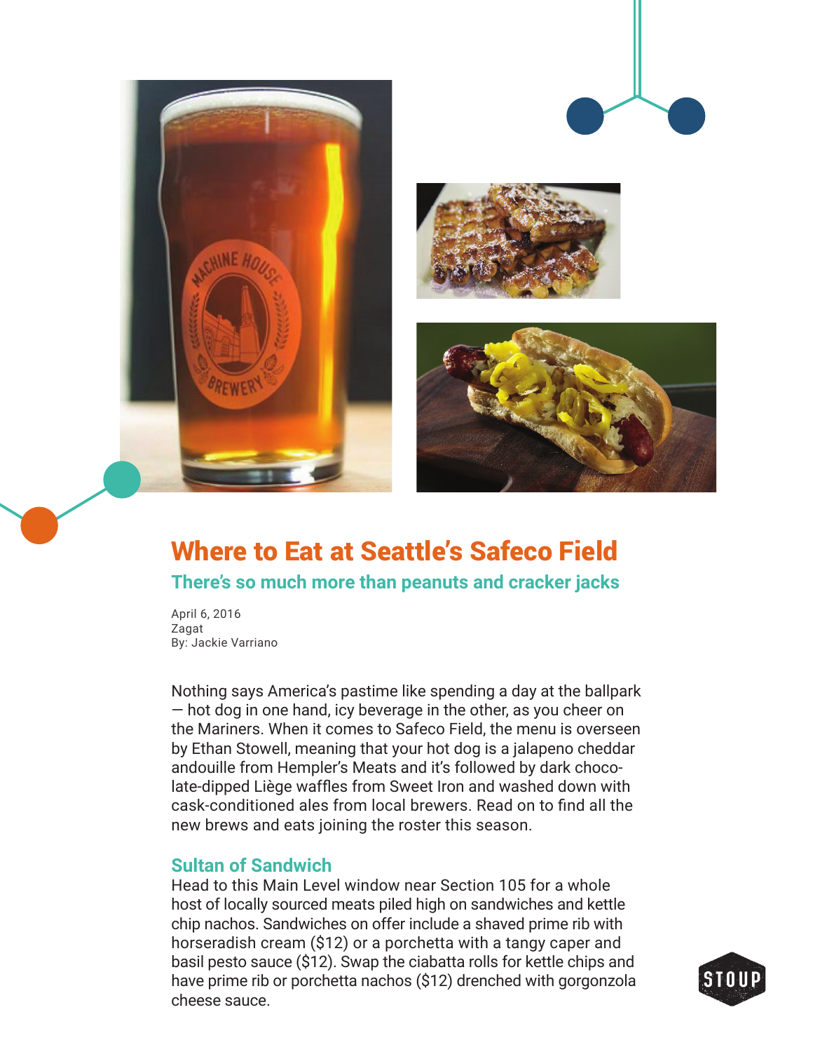# Where to Eat at Seattle's Safeco Field

## There's so much more than peanuts and cracker jacks

April 6, 2016
Zagat
By: Jackie Varriano

Nothing says America's pastime like spending a day at the ballpark — hot dog in one hand, icy beverage in the other, as you cheer on the Mariners. When it comes to Safeco Field, the menu is overseen by Ethan Stowell, meaning that your hot dog is a jalapeno cheddar andouille from Hempler's Meats and it's followed by dark chocolate-dipped Liège waffles from Sweet Iron and washed down with cask-conditioned ales from local brewers. Read on to find all the new brews and eats joining the roster this season.

### Sultan of Sandwich

Head to this Main Level window near Section 105 for a whole host of locally sourced meats piled high on sandwiches and kettle chip nachos. Sandwiches on offer include a shaved prime rib with horseradish cream ($12) or a porchetta with a tangy caper and basil pesto sauce ($12). Swap the ciabatta rolls for kettle chips and have prime rib or porchetta nachos ($12) drenched with gorgonzola cheese sauce.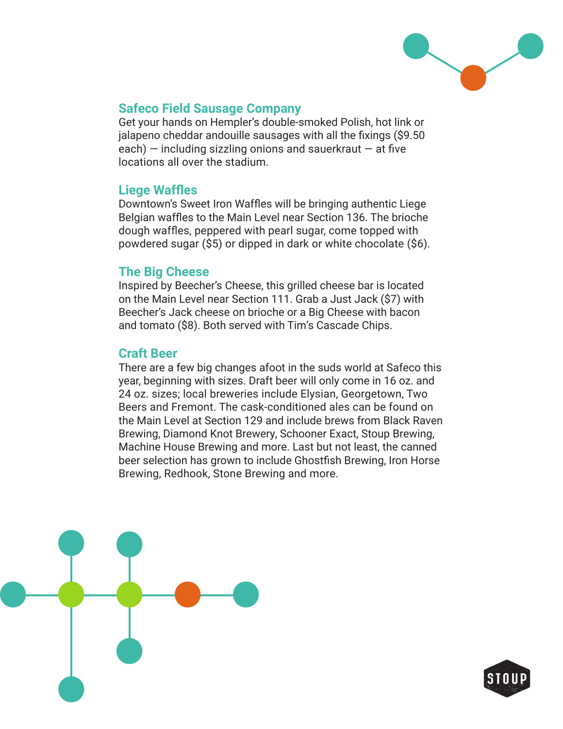### Safeco Field Sausage Company

Get your hands on Hempler's double-smoked Polish, hot link or jalapeno cheddar andouille sausages with all the fixings ($9.50 each) — including sizzling onions and sauerkraut — at five locations all over the stadium.

### Liege Waffles

Downtown's Sweet Iron Waffles will be bringing authentic Liege Belgian waffles to the Main Level near Section 136. The brioche dough waffles, peppered with pearl sugar, come topped with powdered sugar ($5) or dipped in dark or white chocolate ($6).

### The Big Cheese

Inspired by Beecher's Cheese, this grilled cheese bar is located on the Main Level near Section 111. Grab a Just Jack ($7) with Beecher's Jack cheese on brioche or a Big Cheese with bacon and tomato ($8). Both served with Tim's Cascade Chips.

### Craft Beer

There are a few big changes afoot in the suds world at Safeco this year, beginning with sizes. Draft beer will only come in 16 oz. and 24 oz. sizes; local breweries include Elysian, Georgetown, Two Beers and Fremont. The cask-conditioned ales can be found on the Main Level at Section 129 and include brews from Black Raven Brewing, Diamond Knot Brewery, Schooner Exact, Stoup Brewing, Machine House Brewing and more. Last but not least, the canned beer selection has grown to include Ghostfish Brewing, Iron Horse Brewing, Redhook, Stone Brewing and more.